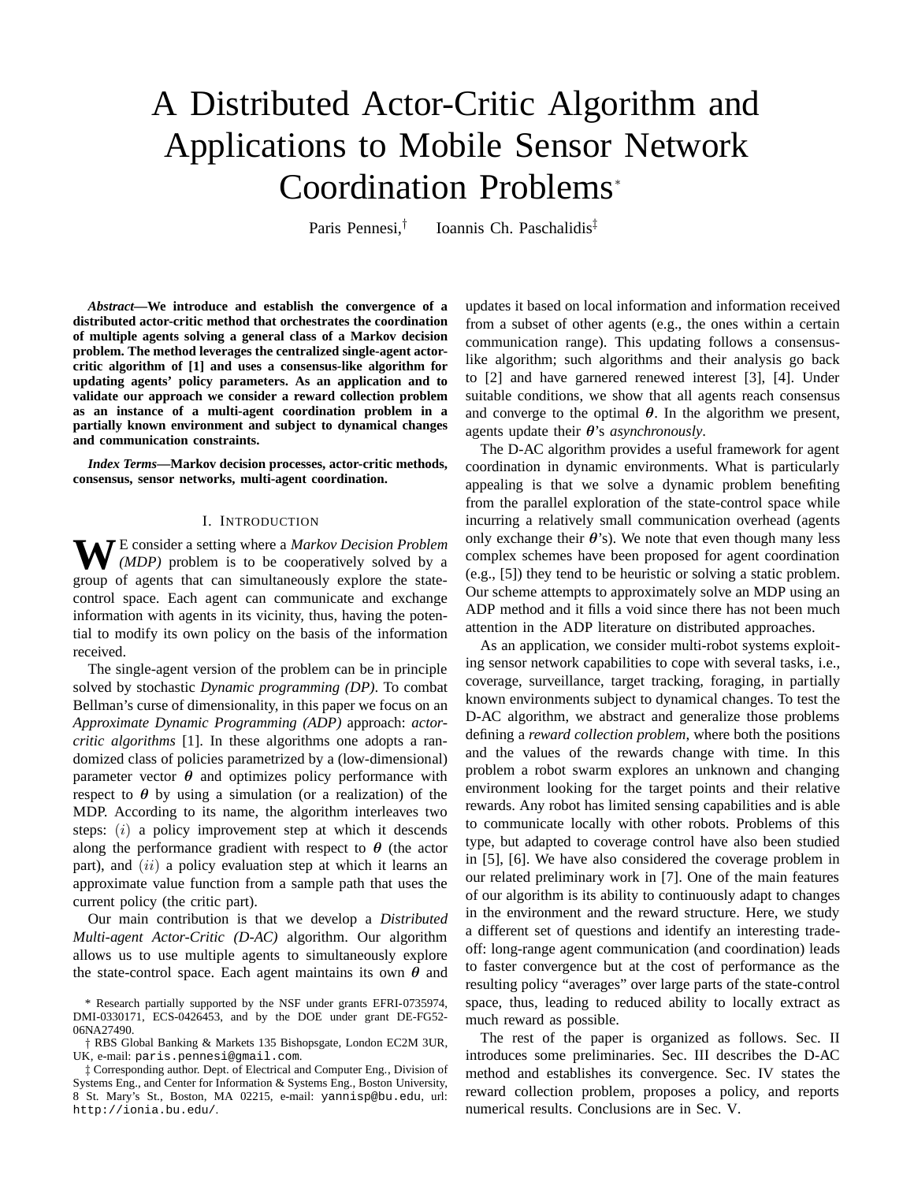# A Distributed Actor-Critic Algorithm and Applications to Mobile Sensor Network Coordination Problems*

Paris Pennesi,† Ioannis Ch. Paschalidis‡

***Abstract*—We introduce and establish the convergence of a distributed actor-critic method that orchestrates the coordination of multiple agents solving a general class of a Markov decision problem. The method leverages the centralized single-agent actor-critic algorithm of [1] and uses a consensus-like algorithm for updating agents' policy parameters. As an application and to validate our approach we consider a reward collection problem as an instance of a multi-agent coordination problem in a partially known environment and subject to dynamical changes and communication constraints.**

***Index Terms*—Markov decision processes, actor-critic methods, consensus, sensor networks, multi-agent coordination.**

## I. Introduction

We consider a setting where a *Markov Decision Problem (MDP)* problem is to be cooperatively solved by a group of agents that can simultaneously explore the state-control space. Each agent can communicate and exchange information with agents in its vicinity, thus, having the potential to modify its own policy on the basis of the information received.

The single-agent version of the problem can be in principle solved by stochastic *Dynamic programming (DP)*. To combat Bellman's curse of dimensionality, in this paper we focus on an *Approximate Dynamic Programming (ADP)* approach: *actor-critic algorithms* [1]. In these algorithms one adopts a randomized class of policies parametrized by a (low-dimensional) parameter vector $\boldsymbol{\theta}$ and optimizes policy performance with respect to $\boldsymbol{\theta}$ by using a simulation (or a realization) of the MDP. According to its name, the algorithm interleaves two steps: $(i)$ a policy improvement step at which it descends along the performance gradient with respect to $\boldsymbol{\theta}$ (the actor part), and $(ii)$ a policy evaluation step at which it learns an approximate value function from a sample path that uses the current policy (the critic part).

Our main contribution is that we develop a *Distributed Multi-agent Actor-Critic (D-AC)* algorithm. Our algorithm allows us to use multiple agents to simultaneously explore the state-control space. Each agent maintains its own $\boldsymbol{\theta}$ and updates it based on local information and information received from a subset of other agents (e.g., the ones within a certain communication range). This updating follows a consensus-like algorithm; such algorithms and their analysis go back to [2] and have garnered renewed interest [3], [4]. Under suitable conditions, we show that all agents reach consensus and converge to the optimal $\boldsymbol{\theta}$. In the algorithm we present, agents update their $\boldsymbol{\theta}$'s *asynchronously*.

The D-AC algorithm provides a useful framework for agent coordination in dynamic environments. What is particularly appealing is that we solve a dynamic problem benefiting from the parallel exploration of the state-control space while incurring a relatively small communication overhead (agents only exchange their $\boldsymbol{\theta}$'s). We note that even though many less complex schemes have been proposed for agent coordination (e.g., [5]) they tend to be heuristic or solving a static problem. Our scheme attempts to approximately solve an MDP using an ADP method and it fills a void since there has not been much attention in the ADP literature on distributed approaches.

As an application, we consider multi-robot systems exploiting sensor network capabilities to cope with several tasks, i.e., coverage, surveillance, target tracking, foraging, in partially known environments subject to dynamical changes. To test the D-AC algorithm, we abstract and generalize those problems defining a *reward collection problem*, where both the positions and the values of the rewards change with time. In this problem a robot swarm explores an unknown and changing environment looking for the target points and their relative rewards. Any robot has limited sensing capabilities and is able to communicate locally with other robots. Problems of this type, but adapted to coverage control have also been studied in [5], [6]. We have also considered the coverage problem in our related preliminary work in [7]. One of the main features of our algorithm is its ability to continuously adapt to changes in the environment and the reward structure. Here, we study a different set of questions and identify an interesting trade-off: long-range agent communication (and coordination) leads to faster convergence but at the cost of performance as the resulting policy "averages" over large parts of the state-control space, thus, leading to reduced ability to locally extract as much reward as possible.

The rest of the paper is organized as follows. Sec. II introduces some preliminaries. Sec. III describes the D-AC method and establishes its convergence. Sec. IV states the reward collection problem, proposes a policy, and reports numerical results. Conclusions are in Sec. V.

\* Research partially supported by the NSF under grants EFRI-0735974, DMI-0330171, ECS-0426453, and by the DOE under grant DE-FG52-06NA27490.

† RBS Global Banking & Markets 135 Bishopsgate, London EC2M 3UR, UK, e-mail: paris.pennesi@gmail.com.

‡ Corresponding author. Dept. of Electrical and Computer Eng., Division of Systems Eng., and Center for Information & Systems Eng., Boston University, 8 St. Mary's St., Boston, MA 02215, e-mail: yannisp@bu.edu, url: http://ionia.bu.edu/.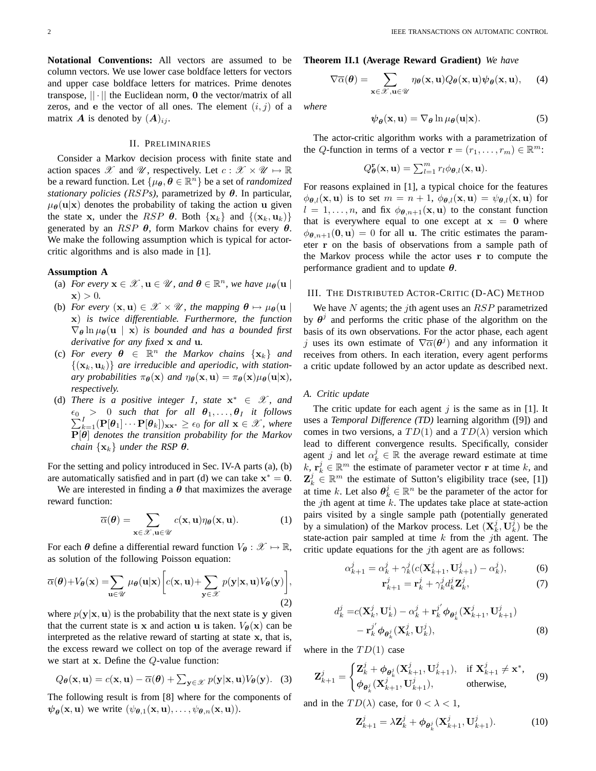**Notational Conventions:** All vectors are assumed to be column vectors. We use lower case boldface letters for vectors and upper case boldface letters for matrices. Prime denotes transpose, $||\cdot||$ the Euclidean norm, $\mathbf{0}$ the vector/matrix of all zeros, and $\mathbf{e}$ the vector of all ones. The element $(i,j)$ of a matrix $\boldsymbol{A}$ is denoted by $(\boldsymbol{A})_{ij}$.

## II. Preliminaries

Consider a Markov decision process with finite state and action spaces $\mathscr{X}$ and $\mathscr{U}$, respectively. Let $c : \mathscr{X} \times \mathscr{U} \mapsto \mathbb{R}$ be a reward function. Let $\{\mu_{\boldsymbol{\theta}}, \boldsymbol{\theta} \in \mathbb{R}^n\}$ be a set of *randomized stationary policies (RSPs)*, parametrized by $\boldsymbol{\theta}$. In particular, $\mu_{\boldsymbol{\theta}}(\mathbf{u}|\mathbf{x})$ denotes the probability of taking the action $\mathbf{u}$ given the state $\mathbf{x}$, under the $RSP$ $\boldsymbol{\theta}$. Both $\{\mathbf{x}_k\}$ and $\{(\mathbf{x}_k, \mathbf{u}_k)\}$ generated by an $RSP$ $\boldsymbol{\theta}$, form Markov chains for every $\boldsymbol{\theta}$. We make the following assumption which is typical for actor-critic algorithms and is also made in [1].

**Assumption A**

(a) *For every $\mathbf{x} \in \mathscr{X}, \mathbf{u} \in \mathscr{U}$, and $\boldsymbol{\theta} \in \mathbb{R}^n$, we have $\mu_{\boldsymbol{\theta}}(\mathbf{u} \mid \mathbf{x}) > 0$.*

(b) *For every $(\mathbf{x}, \mathbf{u}) \in \mathscr{X} \times \mathscr{U}$, the mapping $\boldsymbol{\theta} \mapsto \mu_{\boldsymbol{\theta}}(\mathbf{u} \mid \mathbf{x})$ is twice differentiable. Furthermore, the function $\nabla_{\boldsymbol{\theta}} \ln \mu_{\boldsymbol{\theta}}(\mathbf{u} \mid \mathbf{x})$ is bounded and has a bounded first derivative for any fixed $\mathbf{x}$ and $\mathbf{u}$.*

(c) *For every $\boldsymbol{\theta} \in \mathbb{R}^n$ the Markov chains $\{\mathbf{x}_k\}$ and $\{(\mathbf{x}_k, \mathbf{u}_k)\}$ are irreducible and aperiodic, with stationary probabilities $\pi_{\boldsymbol{\theta}}(\mathbf{x})$ and $\eta_{\boldsymbol{\theta}}(\mathbf{x}, \mathbf{u}) = \pi_{\boldsymbol{\theta}}(\mathbf{x})\mu_{\boldsymbol{\theta}}(\mathbf{u}|\mathbf{x})$, respectively.*

(d) *There is a positive integer $I$, state $\mathbf{x}^* \in \mathscr{X}$, and $\epsilon_0 > 0$ such that for all $\boldsymbol{\theta}_1, \ldots, \boldsymbol{\theta}_I$ it follows $\sum_{k=1}^{I} (\mathbf{P}[\boldsymbol{\theta}_1] \cdots \mathbf{P}[\boldsymbol{\theta}_k])_{\mathbf{x}\mathbf{x}^*} \geq \epsilon_0$ for all $\mathbf{x} \in \mathscr{X}$, where $\mathbf{P}[\boldsymbol{\theta}]$ denotes the transition probability for the Markov chain $\{\mathbf{x}_k\}$ under the RSP $\boldsymbol{\theta}$.*

For the setting and policy introduced in Sec. IV-A parts (a), (b) are automatically satisfied and in part (d) we can take $\mathbf{x}^* = \mathbf{0}$.

We are interested in finding a $\boldsymbol{\theta}$ that maximizes the average reward function:

$$\overline{\alpha}(\boldsymbol{\theta}) = \sum_{\mathbf{x} \in \mathscr{X}, \mathbf{u} \in \mathscr{U}} c(\mathbf{x}, \mathbf{u}) \eta_{\boldsymbol{\theta}}(\mathbf{x}, \mathbf{u}). \tag{1}$$

For each $\boldsymbol{\theta}$ define a differential reward function $V_{\boldsymbol{\theta}} : \mathscr{X} \mapsto \mathbb{R}$, as solution of the following Poisson equation:

$$\overline{\alpha}(\boldsymbol{\theta}) + V_{\boldsymbol{\theta}}(\mathbf{x}) = \sum_{\mathbf{u} \in \mathscr{U}} \mu_{\boldsymbol{\theta}}(\mathbf{u}|\mathbf{x}) \left[ c(\mathbf{x}, \mathbf{u}) + \sum_{\mathbf{y} \in \mathscr{X}} p(\mathbf{y}|\mathbf{x}, \mathbf{u}) V_{\boldsymbol{\theta}}(\mathbf{y}) \right], \tag{2}$$

where $p(\mathbf{y}|\mathbf{x}, \mathbf{u})$ is the probability that the next state is $\mathbf{y}$ given that the current state is $\mathbf{x}$ and action $\mathbf{u}$ is taken. $V_{\boldsymbol{\theta}}(\mathbf{x})$ can be interpreted as the relative reward of starting at state $\mathbf{x}$, that is, the excess reward we collect on top of the average reward if we start at $\mathbf{x}$. Define the $Q$-value function:

$$Q_{\boldsymbol{\theta}}(\mathbf{x}, \mathbf{u}) = c(\mathbf{x}, \mathbf{u}) - \overline{\alpha}(\boldsymbol{\theta}) + \textstyle\sum_{\mathbf{y} \in \mathscr{X}} p(\mathbf{y}|\mathbf{x}, \mathbf{u}) V_{\boldsymbol{\theta}}(\mathbf{y}). \tag{3}$$

The following result is from [8] where for the components of $\boldsymbol{\psi}_{\boldsymbol{\theta}}(\mathbf{x}, \mathbf{u})$ we write $(\psi_{\boldsymbol{\theta},1}(\mathbf{x}, \mathbf{u}), \ldots, \psi_{\boldsymbol{\theta},n}(\mathbf{x}, \mathbf{u}))$.

**Theorem II.1 (Average Reward Gradient)** *We have*

$$\nabla \overline{\alpha}(\boldsymbol{\theta}) = \sum_{\mathbf{x} \in \mathscr{X}, \mathbf{u} \in \mathscr{U}} \eta_{\boldsymbol{\theta}}(\mathbf{x}, \mathbf{u}) Q_{\boldsymbol{\theta}}(\mathbf{x}, \mathbf{u}) \boldsymbol{\psi}_{\boldsymbol{\theta}}(\mathbf{x}, \mathbf{u}), \tag{4}$$

*where*

$$\boldsymbol{\psi}_{\boldsymbol{\theta}}(\mathbf{x}, \mathbf{u}) = \nabla_{\boldsymbol{\theta}} \ln \mu_{\boldsymbol{\theta}}(\mathbf{u}|\mathbf{x}). \tag{5}$$

The actor-critic algorithm works with a parametrization of the $Q$-function in terms of a vector $\mathbf{r} = (r_1, \ldots, r_m) \in \mathbb{R}^m$:

$$Q_{\boldsymbol{\theta}}^{\mathbf{r}}(\mathbf{x}, \mathbf{u}) = \textstyle\sum_{l=1}^{m} r_l \phi_{\boldsymbol{\theta},l}(\mathbf{x}, \mathbf{u}).$$

For reasons explained in [1], a typical choice for the features $\phi_{\boldsymbol{\theta},l}(\mathbf{x}, \mathbf{u})$ is to set $m = n + 1$, $\phi_{\boldsymbol{\theta},l}(\mathbf{x}, \mathbf{u}) = \psi_{\boldsymbol{\theta},l}(\mathbf{x}, \mathbf{u})$ for $l = 1, \ldots, n$, and fix $\phi_{\boldsymbol{\theta},n+1}(\mathbf{x}, \mathbf{u})$ to the constant function that is everywhere equal to one except at $\mathbf{x} = \mathbf{0}$ where $\phi_{\boldsymbol{\theta},n+1}(\mathbf{0}, \mathbf{u}) = 0$ for all $\mathbf{u}$. The critic estimates the parameter $\mathbf{r}$ on the basis of observations from a sample path of the Markov process while the actor uses $\mathbf{r}$ to compute the performance gradient and to update $\boldsymbol{\theta}$.

## III. The Distributed Actor-Critic (D-AC) Method

We have $N$ agents; the $j$th agent uses an $RSP$ parametrized by $\boldsymbol{\theta}^j$ and performs the critic phase of the algorithm on the basis of its own observations. For the actor phase, each agent $j$ uses its own estimate of $\nabla \overline{\alpha}(\boldsymbol{\theta}^j)$ and any information it receives from others. In each iteration, every agent performs a critic update followed by an actor update as described next.

### A. Critic update

The critic update for each agent $j$ is the same as in [1]. It uses a *Temporal Difference (TD)* learning algorithm ([9]) and comes in two versions, a $TD(1)$ and a $TD(\lambda)$ version which lead to different convergence results. Specifically, consider agent $j$ and let $\alpha_k^j \in \mathbb{R}$ the average reward estimate at time $k$, $\mathbf{r}_k^j \in \mathbb{R}^m$ the estimate of parameter vector $\mathbf{r}$ at time $k$, and $\mathbf{Z}_k^j \in \mathbb{R}^m$ the estimate of Sutton's eligibility trace (see, [1]) at time $k$. Let also $\boldsymbol{\theta}_k^j \in \mathbb{R}^n$ be the parameter of the actor for the $j$th agent at time $k$. The updates take place at state-action pairs visited by a single sample path (potentially generated by a simulation) of the Markov process. Let $(\mathbf{X}_k^j, \mathbf{U}_k^j)$ be the state-action pair sampled at time $k$ from the $j$th agent. The critic update equations for the $j$th agent are as follows:

$$\alpha_{k+1}^j = \alpha_k^j + \gamma_k^j (c(\mathbf{X}_{k+1}^j, \mathbf{U}_{k+1}^j) - \alpha_k^j), \tag{6}$$

$$\mathbf{r}_{k+1}^j = \mathbf{r}_k^j + \gamma_k^j d_k^j \mathbf{Z}_k^j, \tag{7}$$

$$\begin{aligned} d_k^j = & c(\mathbf{X}_k^j, \mathbf{U}_k^i) - \alpha_k^j + \mathbf{r}_k^{j'} \boldsymbol{\phi}_{\boldsymbol{\theta}_k^j}(\mathbf{X}_{k+1}^j, \mathbf{U}_{k+1}^j) \\ & - \mathbf{r}_k^{j'} \boldsymbol{\phi}_{\boldsymbol{\theta}_k^j}(\mathbf{X}_k^j, \mathbf{U}_k^j), \end{aligned} \tag{8}$$

where in the $TD(1)$ case

$$\mathbf{Z}_{k+1}^j = \begin{cases} \mathbf{Z}_k^j + \boldsymbol{\phi}_{\boldsymbol{\theta}_k^j}(\mathbf{X}_{k+1}^j, \mathbf{U}_{k+1}^j), & \text{if } \mathbf{X}_{k+1}^j \neq \mathbf{x}^*, \\ \boldsymbol{\phi}_{\boldsymbol{\theta}_k^j}(\mathbf{X}_{k+1}^j, \mathbf{U}_{k+1}^j), & \text{otherwise,} \end{cases} \tag{9}$$

and in the $TD(\lambda)$ case, for $0 < \lambda < 1$,

$$\mathbf{Z}_{k+1}^j = \lambda \mathbf{Z}_k^j + \boldsymbol{\phi}_{\boldsymbol{\theta}_k^j}(\mathbf{X}_{k+1}^j, \mathbf{U}_{k+1}^j). \tag{10}$$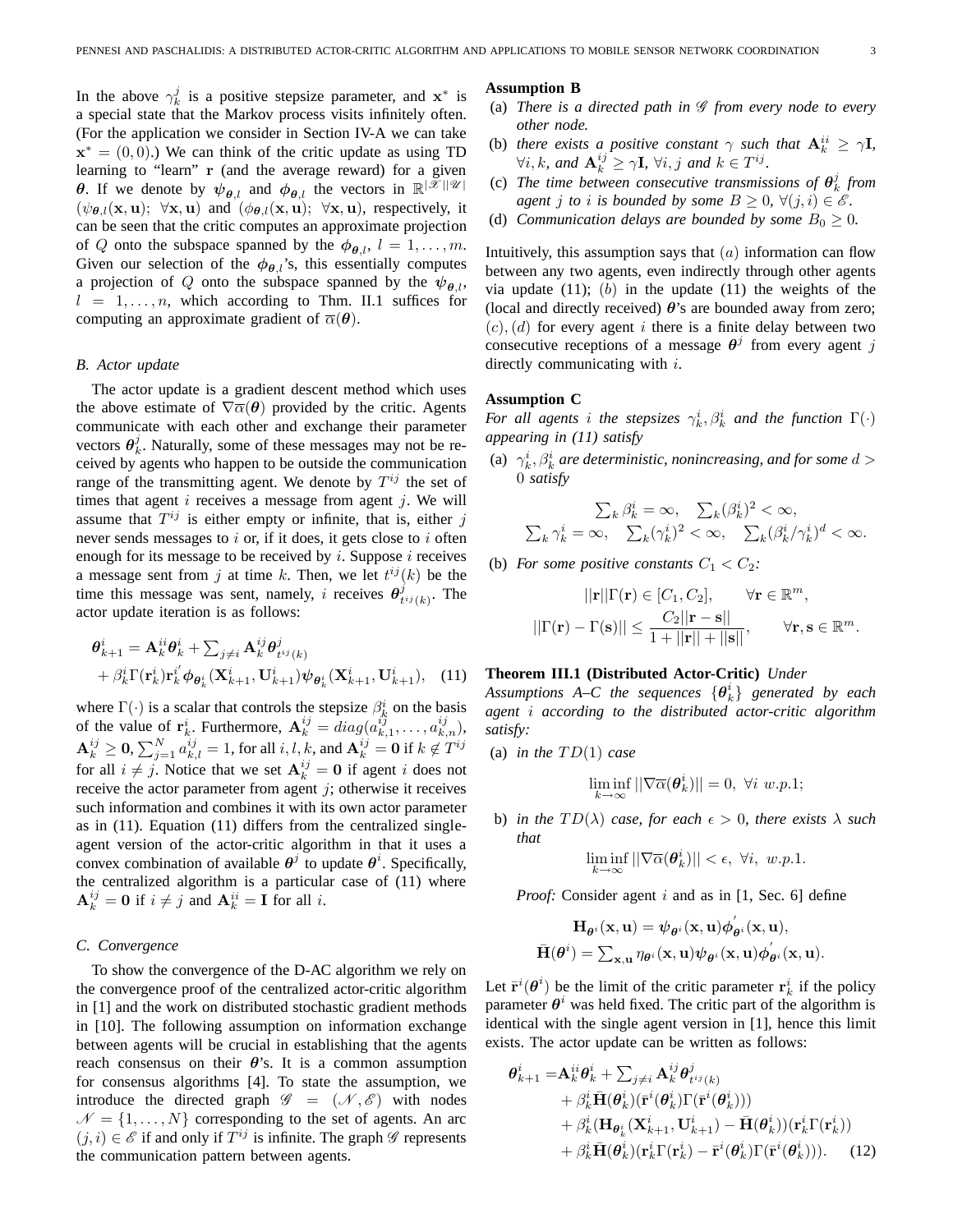In the above $\gamma_k^j$ is a positive stepsize parameter, and $\mathbf{x}^*$ is a special state that the Markov process visits infinitely often. (For the application we consider in Section IV-A we can take $\mathbf{x}^* = (0,0)$.) We can think of the critic update as using TD learning to "learn" $\mathbf{r}$ (and the average reward) for a given $\boldsymbol{\theta}$. If we denote by $\boldsymbol{\psi}_{\boldsymbol{\theta},l}$ and $\boldsymbol{\phi}_{\boldsymbol{\theta},l}$ the vectors in $\mathbb{R}^{|\mathscr{X}||\mathscr{U}|}$ $(\psi_{\boldsymbol{\theta},l}(\mathbf{x},\mathbf{u});\ \forall \mathbf{x},\mathbf{u})$ and $(\phi_{\boldsymbol{\theta},l}(\mathbf{x},\mathbf{u});\ \forall \mathbf{x},\mathbf{u})$, respectively, it can be seen that the critic computes an approximate projection of $Q$ onto the subspace spanned by the $\boldsymbol{\phi}_{\boldsymbol{\theta},l}$, $l=1,\ldots,m$. Given our selection of the $\boldsymbol{\phi}_{\boldsymbol{\theta},l}$'s, this essentially computes a projection of $Q$ onto the subspace spanned by the $\boldsymbol{\psi}_{\boldsymbol{\theta},l}$, $l=1,\ldots,n$, which according to Thm. II.1 suffices for computing an approximate gradient of $\overline{\alpha}(\boldsymbol{\theta})$.

### B. Actor update

The actor update is a gradient descent method which uses the above estimate of $\nabla\overline{\alpha}(\boldsymbol{\theta})$ provided by the critic. Agents communicate with each other and exchange their parameter vectors $\boldsymbol{\theta}_k^j$. Naturally, some of these messages may not be received by agents who happen to be outside the communication range of the transmitting agent. We denote by $T^{ij}$ the set of times that agent $i$ receives a message from agent $j$. We will assume that $T^{ij}$ is either empty or infinite, that is, either $j$ never sends messages to $i$ or, if it does, it gets close to $i$ often enough for its message to be received by $i$. Suppose $i$ receives a message sent from $j$ at time $k$. Then, we let $t^{ij}(k)$ be the time this message was sent, namely, $i$ receives $\boldsymbol{\theta}^j_{t^{ij}(k)}$. The actor update iteration is as follows:

$$\begin{aligned}\boldsymbol{\theta}_{k+1}^i &= \mathbf{A}_k^{ii}\boldsymbol{\theta}_k^i + \textstyle\sum_{j\neq i}\mathbf{A}_k^{ij}\boldsymbol{\theta}^j_{t^{ij}(k)} \\ &\quad + \beta_k^i\Gamma(\mathbf{r}_k^i)\mathbf{r}_k^{i'}\boldsymbol{\phi}_{\boldsymbol{\theta}_k^i}(\mathbf{X}_{k+1}^i,\mathbf{U}_{k+1}^i)\boldsymbol{\psi}_{\boldsymbol{\theta}_k^i}(\mathbf{X}_{k+1}^i,\mathbf{U}_{k+1}^i), \quad (11)\end{aligned}$$

where $\Gamma(\cdot)$ is a scalar that controls the stepsize $\beta_k^i$ on the basis of the value of $\mathbf{r}_k^i$. Furthermore, $\mathbf{A}_k^{ij} = diag(a_{k,1}^{ij},\ldots,a_{k,n}^{ij})$, $\mathbf{A}_k^{ij}\geq \mathbf{0}$, $\sum_{j=1}^N a_{k,l}^{ij}=1$, for all $i,l,k$, and $\mathbf{A}_k^{ij}=\mathbf{0}$ if $k\notin T^{ij}$ for all $i\neq j$. Notice that we set $\mathbf{A}_k^{ij}=\mathbf{0}$ if agent $i$ does not receive the actor parameter from agent $j$; otherwise it receives such information and combines it with its own actor parameter as in (11). Equation (11) differs from the centralized single-agent version of the actor-critic algorithm in that it uses a convex combination of available $\boldsymbol{\theta}^j$ to update $\boldsymbol{\theta}^i$. Specifically, the centralized algorithm is a particular case of (11) where $\mathbf{A}_k^{ij}=\mathbf{0}$ if $i\neq j$ and $\mathbf{A}_k^{ii}=\mathbf{I}$ for all $i$.

### C. Convergence

To show the convergence of the D-AC algorithm we rely on the convergence proof of the centralized actor-critic algorithm in [1] and the work on distributed stochastic gradient methods in [10]. The following assumption on information exchange between agents will be crucial in establishing that the agents reach consensus on their $\boldsymbol{\theta}$'s. It is a common assumption for consensus algorithms [4]. To state the assumption, we introduce the directed graph $\mathscr{G}=(\mathscr{N},\mathscr{E})$ with nodes $\mathscr{N}=\{1,\ldots,N\}$ corresponding to the set of agents. An arc $(j,i)\in\mathscr{E}$ if and only if $T^{ij}$ is infinite. The graph $\mathscr{G}$ represents the communication pattern between agents.

**Assumption B**

(a) *There is a directed path in $\mathscr{G}$ from every node to every other node.*

(b) *there exists a positive constant $\gamma$ such that $\mathbf{A}_k^{ii}\geq\gamma\mathbf{I}$, $\forall i,k$, and $\mathbf{A}_k^{ij}\geq\gamma\mathbf{I}$, $\forall i,j$ and $k\in T^{ij}$.*

(c) *The time between consecutive transmissions of $\boldsymbol{\theta}_k^j$ from agent $j$ to $i$ is bounded by some $B\geq 0$, $\forall (j,i)\in\mathscr{E}$.*

(d) *Communication delays are bounded by some $B_0\geq 0$.*

Intuitively, this assumption says that $(a)$ information can flow between any two agents, even indirectly through other agents via update (11); $(b)$ in the update (11) the weights of the (local and directly received) $\boldsymbol{\theta}$'s are bounded away from zero; $(c),(d)$ for every agent $i$ there is a finite delay between two consecutive receptions of a message $\boldsymbol{\theta}^j$ from every agent $j$ directly communicating with $i$.

**Assumption C**

*For all agents $i$ the stepsizes $\gamma_k^i,\beta_k^i$ and the function $\Gamma(\cdot)$ appearing in (11) satisfy*

(a) *$\gamma_k^i,\beta_k^i$ are deterministic, nonincreasing, and for some $d>0$ satisfy*

$$\textstyle\sum_k\beta_k^i=\infty,\quad \sum_k(\beta_k^i)^2<\infty,$$
$$\textstyle\sum_k\gamma_k^i=\infty,\quad \sum_k(\gamma_k^i)^2<\infty,\quad \sum_k(\beta_k^i/\gamma_k^i)^d<\infty.$$

(b) *For some positive constants $C_1<C_2$:*

$$||\mathbf{r}||\Gamma(\mathbf{r})\in[C_1,C_2],\qquad \forall\mathbf{r}\in\mathbb{R}^m,$$
$$||\Gamma(\mathbf{r})-\Gamma(\mathbf{s})||\leq\frac{C_2||\mathbf{r}-\mathbf{s}||}{1+||\mathbf{r}||+||\mathbf{s}||},\qquad \forall\mathbf{r},\mathbf{s}\in\mathbb{R}^m.$$

**Theorem III.1 (Distributed Actor-Critic)** *Under Assumptions A–C the sequences $\{\boldsymbol{\theta}_k^i\}$ generated by each agent $i$ according to the distributed actor-critic algorithm satisfy:*

(a) *in the $TD(1)$ case*

$$\liminf_{k\to\infty}||\nabla\overline{\alpha}(\boldsymbol{\theta}_k^i)||=0,\ \forall i\ w.p.1;$$

b) *in the $TD(\lambda)$ case, for each $\epsilon>0$, there exists $\lambda$ such that*

$$\liminf_{k\to\infty}||\nabla\overline{\alpha}(\boldsymbol{\theta}_k^i)||<\epsilon,\ \forall i,\ w.p.1.$$

*Proof:* Consider agent $i$ and as in [1, Sec. 6] define

$$\mathbf{H}_{\boldsymbol{\theta}^i}(\mathbf{x},\mathbf{u})=\boldsymbol{\psi}_{\boldsymbol{\theta}^i}(\mathbf{x},\mathbf{u})\boldsymbol{\phi}_{\boldsymbol{\theta}^i}^{'}(\mathbf{x},\mathbf{u}),$$
$$\bar{\mathbf{H}}(\boldsymbol{\theta}^i)=\textstyle\sum_{\mathbf{x},\mathbf{u}}\eta_{\boldsymbol{\theta}^i}(\mathbf{x},\mathbf{u})\boldsymbol{\psi}_{\boldsymbol{\theta}^i}(\mathbf{x},\mathbf{u})\boldsymbol{\phi}_{\boldsymbol{\theta}^i}^{'}(\mathbf{x},\mathbf{u}).$$

Let $\bar{\mathbf{r}}^i(\boldsymbol{\theta}^i)$ be the limit of the critic parameter $\mathbf{r}_k^i$ if the policy parameter $\boldsymbol{\theta}^i$ was held fixed. The critic part of the algorithm is identical with the single agent version in [1], hence this limit exists. The actor update can be written as follows:

$$\begin{aligned}\boldsymbol{\theta}_{k+1}^i=&\mathbf{A}_k^{ii}\boldsymbol{\theta}_k^i+\textstyle\sum_{j\neq i}\mathbf{A}_k^{ij}\boldsymbol{\theta}^j_{t^{ij}(k)}\\ &+\beta_k^i\bar{\mathbf{H}}(\boldsymbol{\theta}_k^i)(\bar{\mathbf{r}}^i(\boldsymbol{\theta}_k^i)\Gamma(\bar{\mathbf{r}}^i(\boldsymbol{\theta}_k^i)))\\ &+\beta_k^i(\mathbf{H}_{\boldsymbol{\theta}_k^i}(\mathbf{X}_{k+1}^i,\mathbf{U}_{k+1}^i)-\bar{\mathbf{H}}(\boldsymbol{\theta}_k^i))(\mathbf{r}_k^i\Gamma(\mathbf{r}_k^i))\\ &+\beta_k^i\bar{\mathbf{H}}(\boldsymbol{\theta}_k^i)(\mathbf{r}_k^i\Gamma(\mathbf{r}_k^i)-\bar{\mathbf{r}}^i(\boldsymbol{\theta}_k^i)\Gamma(\bar{\mathbf{r}}^i(\boldsymbol{\theta}_k^i))).\quad (12)\end{aligned}$$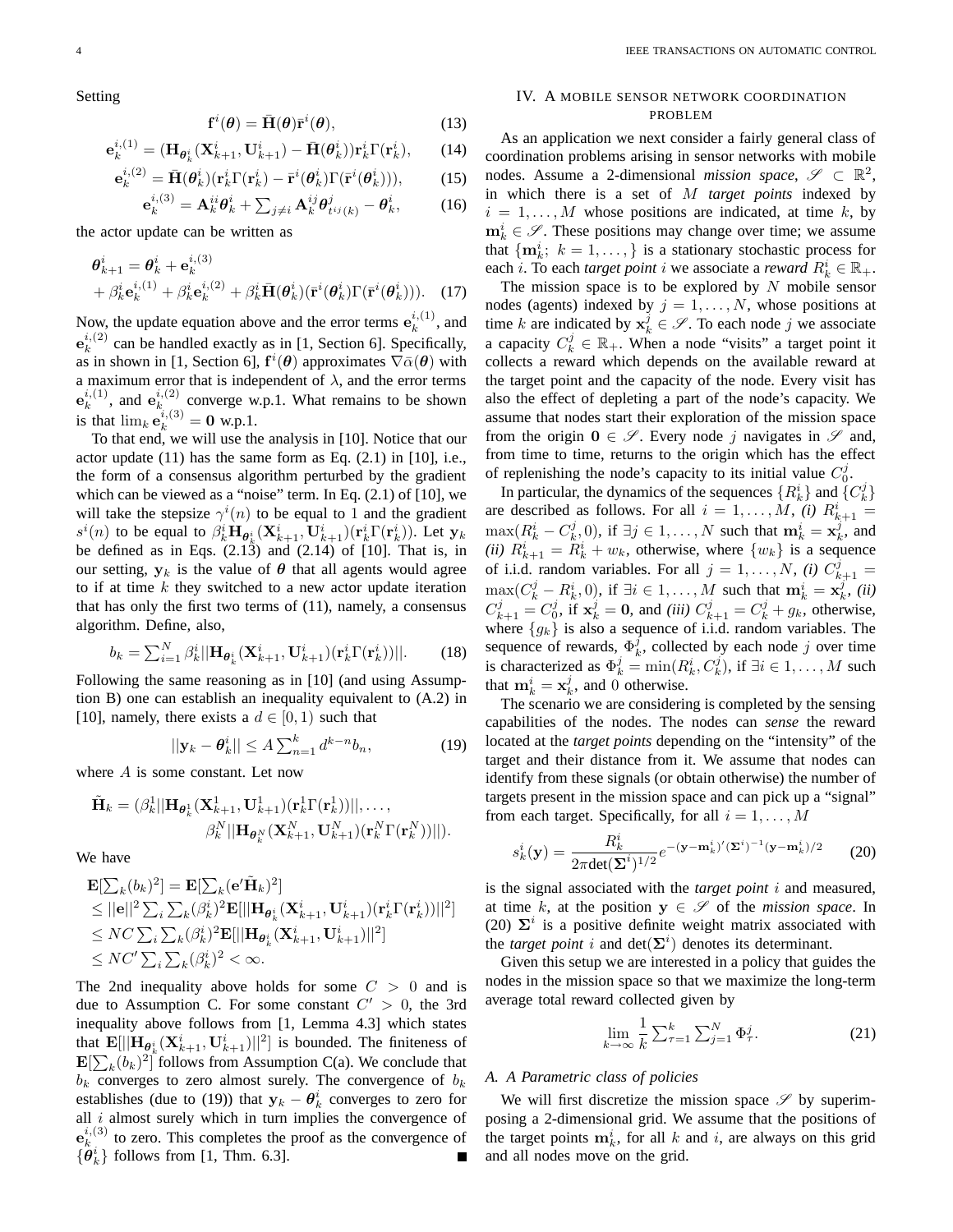Setting

$$\mathbf{f}^i(\boldsymbol{\theta}) = \bar{\mathbf{H}}(\boldsymbol{\theta})\bar{\mathbf{r}}^i(\boldsymbol{\theta}), \tag{13}$$

$$\mathbf{e}_k^{i,(1)} = (\mathbf{H}_{\boldsymbol{\theta}_k^i}(\mathbf{X}_{k+1}^i, \mathbf{U}_{k+1}^i) - \bar{\mathbf{H}}(\boldsymbol{\theta}_k^i))\mathbf{r}_k^i\Gamma(\mathbf{r}_k^i), \tag{14}$$

$$\mathbf{e}_k^{i,(2)} = \bar{\mathbf{H}}(\boldsymbol{\theta}_k^i)(\mathbf{r}_k^i\Gamma(\mathbf{r}_k^i) - \bar{\mathbf{r}}^i(\boldsymbol{\theta}_k^i)\Gamma(\bar{\mathbf{r}}^i(\boldsymbol{\theta}_k^i))), \tag{15}$$

$$\mathbf{e}_k^{i,(3)} = \mathbf{A}_k^{ii}\boldsymbol{\theta}_k^i + \textstyle\sum_{j\neq i}\mathbf{A}_k^{ij}\boldsymbol{\theta}_{t^{ij}(k)}^j - \boldsymbol{\theta}_k^i, \tag{16}$$

the actor update can be written as

$$\begin{aligned}
&\boldsymbol{\theta}_{k+1}^i = \boldsymbol{\theta}_k^i + \mathbf{e}_k^{i,(3)} \\
&+ \beta_k^i\mathbf{e}_k^{i,(1)} + \beta_k^i\mathbf{e}_k^{i,(2)} + \beta_k^i\bar{\mathbf{H}}(\boldsymbol{\theta}_k^i)(\bar{\mathbf{r}}^i(\boldsymbol{\theta}_k^i)\Gamma(\bar{\mathbf{r}}^i(\boldsymbol{\theta}_k^i))).
\end{aligned} \tag{17}$$

Now, the update equation above and the error terms $\mathbf{e}_k^{i,(1)}$, and $\mathbf{e}_k^{i,(2)}$ can be handled exactly as in [1, Section 6]. Specifically, as in shown in [1, Section 6], $\mathbf{f}^i(\boldsymbol{\theta})$ approximates $\nabla\bar{\alpha}(\boldsymbol{\theta})$ with a maximum error that is independent of $\lambda$, and the error terms $\mathbf{e}_k^{i,(1)}$, and $\mathbf{e}_k^{i,(2)}$ converge w.p.1. What remains to be shown is that $\lim_k \mathbf{e}_k^{i,(3)} = \mathbf{0}$ w.p.1.

To that end, we will use the analysis in [10]. Notice that our actor update (11) has the same form as Eq. (2.1) in [10], i.e., the form of a consensus algorithm perturbed by the gradient which can be viewed as a "noise" term. In Eq. (2.1) of [10], we will take the stepsize $\gamma^i(n)$ to be equal to 1 and the gradient $s^i(n)$ to be equal to $\beta_k^i\mathbf{H}_{\boldsymbol{\theta}_k^i}(\mathbf{X}_{k+1}^i, \mathbf{U}_{k+1}^i)(\mathbf{r}_k^i\Gamma(\mathbf{r}_k^i))$. Let $\mathbf{y}_k$ be defined as in Eqs. (2.13) and (2.14) of [10]. That is, in our setting, $\mathbf{y}_k$ is the value of $\boldsymbol{\theta}$ that all agents would agree to if at time $k$ they switched to a new actor update iteration that has only the first two terms of (11), namely, a consensus algorithm. Define, also,

$$b_k = \textstyle\sum_{i=1}^N \beta_k^i||\mathbf{H}_{\boldsymbol{\theta}_k^i}(\mathbf{X}_{k+1}^i, \mathbf{U}_{k+1}^i)(\mathbf{r}_k^i\Gamma(\mathbf{r}_k^i))||. \tag{18}$$

Following the same reasoning as in [10] (and using Assumption B) one can establish an inequality equivalent to (A.2) in [10], namely, there exists a $d \in [0, 1)$ such that

$$||\mathbf{y}_k - \boldsymbol{\theta}_k^i|| \leq A\textstyle\sum_{n=1}^k d^{k-n}b_n, \tag{19}$$

where $A$ is some constant. Let now

$$\begin{aligned}
\tilde{\mathbf{H}}_k = (&\beta_k^1||\mathbf{H}_{\boldsymbol{\theta}_k^1}(\mathbf{X}_{k+1}^1, \mathbf{U}_{k+1}^1)(\mathbf{r}_k^1\Gamma(\mathbf{r}_k^1))||, \ldots, \\
&\beta_k^N||\mathbf{H}_{\boldsymbol{\theta}_k^N}(\mathbf{X}_{k+1}^N, \mathbf{U}_{k+1}^N)(\mathbf{r}_k^N\Gamma(\mathbf{r}_k^N))||).
\end{aligned}$$

We have

$$\begin{aligned}
&\mathbf{E}[\textstyle\sum_k(b_k)^2] = \mathbf{E}[\sum_k(\mathbf{e}'\tilde{\mathbf{H}}_k)^2] \\
&\leq ||\mathbf{e}||^2\textstyle\sum_i\sum_k(\beta_k^i)^2\mathbf{E}[||\mathbf{H}_{\boldsymbol{\theta}_k^i}(\mathbf{X}_{k+1}^i, \mathbf{U}_{k+1}^i)(\mathbf{r}_k^i\Gamma(\mathbf{r}_k^i))||^2] \\
&\leq NC\textstyle\sum_i\sum_k(\beta_k^i)^2\mathbf{E}[||\mathbf{H}_{\boldsymbol{\theta}_k^i}(\mathbf{X}_{k+1}^i, \mathbf{U}_{k+1}^i)||^2] \\
&\leq NC'\textstyle\sum_i\sum_k(\beta_k^i)^2 < \infty.
\end{aligned}$$

The 2nd inequality above holds for some $C > 0$ and is due to Assumption C. For some constant $C' > 0$, the 3rd inequality above follows from [1, Lemma 4.3] which states that $\mathbf{E}[||\mathbf{H}_{\boldsymbol{\theta}_k^i}(\mathbf{X}_{k+1}^i, \mathbf{U}_{k+1}^i)||^2]$ is bounded. The finiteness of $\mathbf{E}[\sum_k(b_k)^2]$ follows from Assumption C(a). We conclude that $b_k$ converges to zero almost surely. The convergence of $b_k$ establishes (due to (19)) that $\mathbf{y}_k - \boldsymbol{\theta}_k^i$ converges to zero for all $i$ almost surely which in turn implies the convergence of $\mathbf{e}_k^{i,(3)}$ to zero. This completes the proof as the convergence of $\{\boldsymbol{\theta}_k^i\}$ follows from [1, Thm. 6.3]. ∎

## IV. A Mobile Sensor Network Coordination Problem

As an application we next consider a fairly general class of coordination problems arising in sensor networks with mobile nodes. Assume a 2-dimensional *mission space*, $\mathscr{S} \subset \mathbb{R}^2$, in which there is a set of $M$ *target points* indexed by $i = 1, \ldots, M$ whose positions are indicated, at time $k$, by $\mathbf{m}_k^i \in \mathscr{S}$. These positions may change over time; we assume that $\{\mathbf{m}_k^i;\ k = 1, \ldots, \}$ is a stationary stochastic process for each $i$. To each *target point* $i$ we associate a *reward* $R_k^i \in \mathbb{R}_+$.

The mission space is to be explored by $N$ mobile sensor nodes (agents) indexed by $j = 1, \ldots, N$, whose positions at time $k$ are indicated by $\mathbf{x}_k^j \in \mathscr{S}$. To each node $j$ we associate a capacity $C_k^j \in \mathbb{R}_+$. When a node "visits" a target point it collects a reward which depends on the available reward at the target point and the capacity of the node. Every visit has also the effect of depleting a part of the node's capacity. We assume that nodes start their exploration of the mission space from the origin $\mathbf{0} \in \mathscr{S}$. Every node $j$ navigates in $\mathscr{S}$ and, from time to time, returns to the origin which has the effect of replenishing the node's capacity to its initial value $C_0^j$.

In particular, the dynamics of the sequences $\{R_k^i\}$ and $\{C_k^j\}$ are described as follows. For all $i = 1, \ldots, M$, *(i)* $R_{k+1}^i = \max(R_k^i - C_k^j, 0)$, if $\exists j \in 1, \ldots, N$ such that $\mathbf{m}_k^i = \mathbf{x}_k^j$, and *(ii)* $R_{k+1}^i = R_k^i + w_k$, otherwise, where $\{w_k\}$ is a sequence of i.i.d. random variables. For all $j = 1, \ldots, N$, *(i)* $C_{k+1}^j = \max(C_k^j - R_k^i, 0)$, if $\exists i \in 1, \ldots, M$ such that $\mathbf{m}_k^i = \mathbf{x}_k^j$, *(ii)* $C_{k+1}^j = C_0^j$, if $\mathbf{x}_k^j = \mathbf{0}$, and *(iii)* $C_{k+1}^j = C_k^j + g_k$, otherwise, where $\{g_k\}$ is also a sequence of i.i.d. random variables. The sequence of rewards, $\Phi_k^j$, collected by each node $j$ over time is characterized as $\Phi_k^j = \min(R_k^i, C_k^j)$, if $\exists i \in 1, \ldots, M$ such that $\mathbf{m}_k^i = \mathbf{x}_k^j$, and 0 otherwise.

The scenario we are considering is completed by the sensing capabilities of the nodes. The nodes can *sense* the reward located at the *target points* depending on the "intensity" of the target and their distance from it. We assume that nodes can identify from these signals (or obtain otherwise) the number of targets present in the mission space and can pick up a "signal" from each target. Specifically, for all $i = 1, \ldots, M$

$$s_k^i(\mathbf{y}) = \frac{R_k^i}{2\pi\det(\boldsymbol{\Sigma}^i)^{1/2}}e^{-(\mathbf{y}-\mathbf{m}_k^i)'(\boldsymbol{\Sigma}^i)^{-1}(\mathbf{y}-\mathbf{m}_k^i)/2} \tag{20}$$

is the signal associated with the *target point* $i$ and measured, at time $k$, at the position $\mathbf{y} \in \mathscr{S}$ of the *mission space*. In (20) $\boldsymbol{\Sigma}^i$ is a positive definite weight matrix associated with the *target point* $i$ and $\det(\boldsymbol{\Sigma}^i)$ denotes its determinant.

Given this setup we are interested in a policy that guides the nodes in the mission space so that we maximize the long-term average total reward collected given by

$$\lim_{k\to\infty}\frac{1}{k}\textstyle\sum_{\tau=1}^k\sum_{j=1}^N\Phi_\tau^j. \tag{21}$$

### A. A Parametric class of policies

We will first discretize the mission space $\mathscr{S}$ by superimposing a 2-dimensional grid. We assume that the positions of the target points $\mathbf{m}_k^i$, for all $k$ and $i$, are always on this grid and all nodes move on the grid.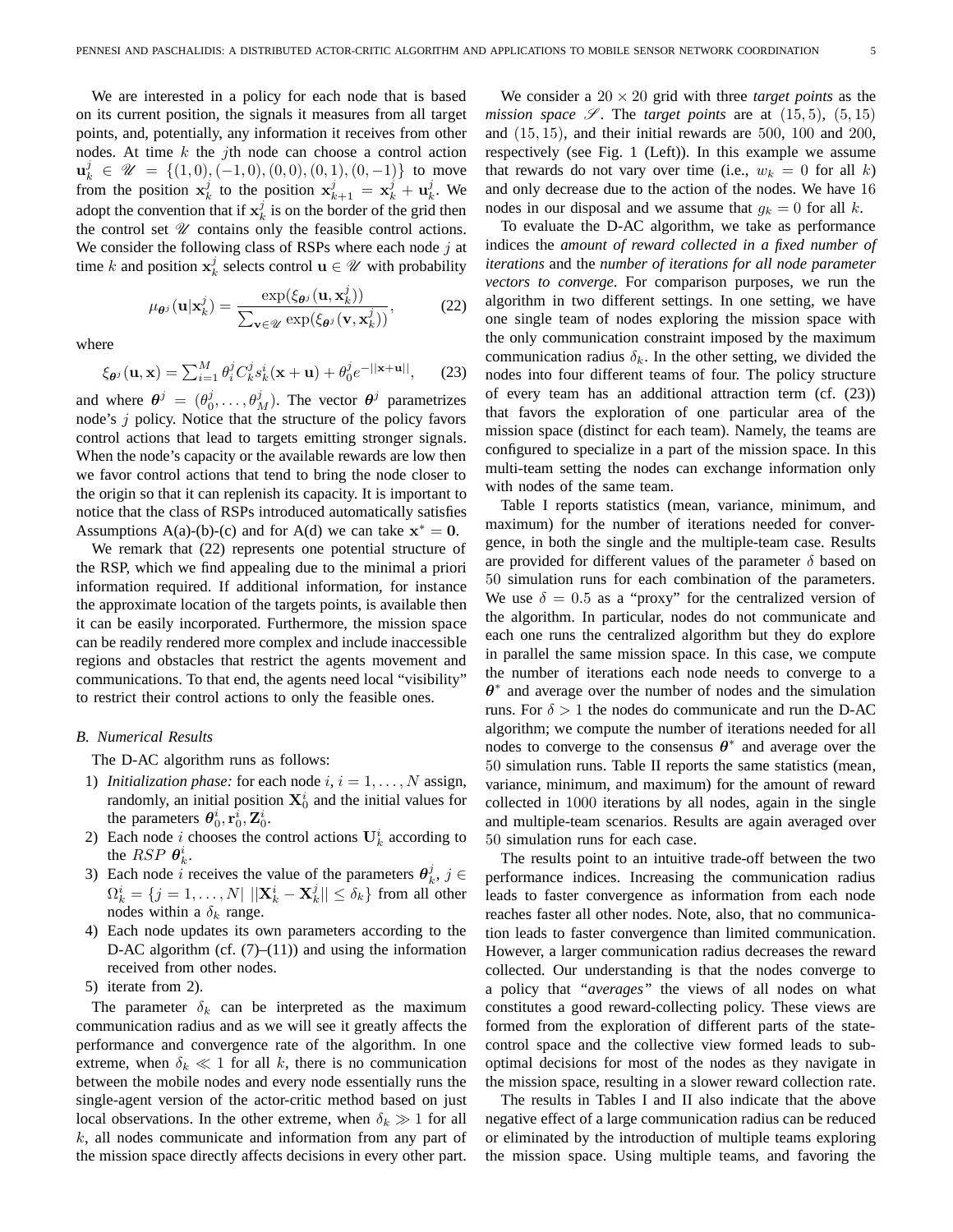We are interested in a policy for each node that is based on its current position, the signals it measures from all target points, and, potentially, any information it receives from other nodes. At time $k$ the $j$th node can choose a control action $\mathbf{u}_k^j \in \mathscr{U} = \{(1,0),(-1,0),(0,0),(0,1),(0,-1)\}$ to move from the position $\mathbf{x}_k^j$ to the position $\mathbf{x}_{k+1}^j = \mathbf{x}_k^j + \mathbf{u}_k^j$. We adopt the convention that if $\mathbf{x}_k^j$ is on the border of the grid then the control set $\mathscr{U}$ contains only the feasible control actions. We consider the following class of RSPs where each node $j$ at time $k$ and position $\mathbf{x}_k^j$ selects control $\mathbf{u} \in \mathscr{U}$ with probability

$$\mu_{\boldsymbol{\theta}^j}(\mathbf{u}|\mathbf{x}_k^j) = \frac{\exp(\xi_{\boldsymbol{\theta}^j}(\mathbf{u}, \mathbf{x}_k^j))}{\sum_{\mathbf{v}\in\mathscr{U}} \exp(\xi_{\boldsymbol{\theta}^j}(\mathbf{v}, \mathbf{x}_k^j))}, \tag{22}$$

where

$$\xi_{\boldsymbol{\theta}^j}(\mathbf{u}, \mathbf{x}) = \textstyle\sum_{i=1}^M \theta_i^j C_k^j s_k^i(\mathbf{x}+\mathbf{u}) + \theta_0^j e^{-||\mathbf{x}+\mathbf{u}||}, \tag{23}$$

and where $\boldsymbol{\theta}^j = (\theta_0^j, \ldots, \theta_M^j)$. The vector $\boldsymbol{\theta}^j$ parametrizes node's $j$ policy. Notice that the structure of the policy favors control actions that lead to targets emitting stronger signals. When the node's capacity or the available rewards are low then we favor control actions that tend to bring the node closer to the origin so that it can replenish its capacity. It is important to notice that the class of RSPs introduced automatically satisfies Assumptions A(a)-(b)-(c) and for A(d) we can take $\mathbf{x}^* = \mathbf{0}$.

We remark that (22) represents one potential structure of the RSP, which we find appealing due to the minimal a priori information required. If additional information, for instance the approximate location of the targets points, is available then it can be easily incorporated. Furthermore, the mission space can be readily rendered more complex and include inaccessible regions and obstacles that restrict the agents movement and communications. To that end, the agents need local "visibility" to restrict their control actions to only the feasible ones.

### B. Numerical Results

The D-AC algorithm runs as follows:

1) *Initialization phase:* for each node $i$, $i = 1, \ldots, N$ assign, randomly, an initial position $\mathbf{X}_0^i$ and the initial values for the parameters $\boldsymbol{\theta}_0^i, \mathbf{r}_0^i, \mathbf{Z}_0^i$.
2) Each node $i$ chooses the control actions $\mathbf{U}_k^i$ according to the $RSP$ $\boldsymbol{\theta}_k^i$.
3) Each node $i$ receives the value of the parameters $\boldsymbol{\theta}_k^j$, $j \in \Omega_k^i = \{j = 1, \ldots, N| \ ||\mathbf{X}_k^i - \mathbf{X}_k^j|| \le \delta_k\}$ from all other nodes within a $\delta_k$ range.
4) Each node updates its own parameters according to the D-AC algorithm (cf. (7)–(11)) and using the information received from other nodes.
5) iterate from 2).

The parameter $\delta_k$ can be interpreted as the maximum communication radius and as we will see it greatly affects the performance and convergence rate of the algorithm. In one extreme, when $\delta_k \ll 1$ for all $k$, there is no communication between the mobile nodes and every node essentially runs the single-agent version of the actor-critic method based on just local observations. In the other extreme, when $\delta_k \gg 1$ for all $k$, all nodes communicate and information from any part of the mission space directly affects decisions in every other part.

We consider a $20 \times 20$ grid with three *target points* as the *mission space* $\mathscr{S}$. The *target points* are at $(15, 5)$, $(5, 15)$ and $(15, 15)$, and their initial rewards are $500$, $100$ and $200$, respectively (see Fig. 1 (Left)). In this example we assume that rewards do not vary over time (i.e., $w_k = 0$ for all $k$) and only decrease due to the action of the nodes. We have $16$ nodes in our disposal and we assume that $g_k = 0$ for all $k$.

To evaluate the D-AC algorithm, we take as performance indices the *amount of reward collected in a fixed number of iterations* and the *number of iterations for all node parameter vectors to converge*. For comparison purposes, we run the algorithm in two different settings. In one setting, we have one single team of nodes exploring the mission space with the only communication constraint imposed by the maximum communication radius $\delta_k$. In the other setting, we divided the nodes into four different teams of four. The policy structure of every team has an additional attraction term (cf. (23)) that favors the exploration of one particular area of the mission space (distinct for each team). Namely, the teams are configured to specialize in a part of the mission space. In this multi-team setting the nodes can exchange information only with nodes of the same team.

Table I reports statistics (mean, variance, minimum, and maximum) for the number of iterations needed for convergence, in both the single and the multiple-team case. Results are provided for different values of the parameter $\delta$ based on $50$ simulation runs for each combination of the parameters. We use $\delta = 0.5$ as a "proxy" for the centralized version of the algorithm. In particular, nodes do not communicate and each one runs the centralized algorithm but they do explore in parallel the same mission space. In this case, we compute the number of iterations each node needs to converge to a $\boldsymbol{\theta}^*$ and average over the number of nodes and the simulation runs. For $\delta > 1$ the nodes do communicate and run the D-AC algorithm; we compute the number of iterations needed for all nodes to converge to the consensus $\boldsymbol{\theta}^*$ and average over the $50$ simulation runs. Table II reports the same statistics (mean, variance, minimum, and maximum) for the amount of reward collected in $1000$ iterations by all nodes, again in the single and multiple-team scenarios. Results are again averaged over $50$ simulation runs for each case.

The results point to an intuitive trade-off between the two performance indices. Increasing the communication radius leads to faster convergence as information from each node reaches faster all other nodes. Note, also, that no communication leads to faster convergence than limited communication. However, a larger communication radius decreases the reward collected. Our understanding is that the nodes converge to a policy that *"averages"* the views of all nodes on what constitutes a good reward-collecting policy. These views are formed from the exploration of different parts of the state-control space and the collective view formed leads to sub-optimal decisions for most of the nodes as they navigate in the mission space, resulting in a slower reward collection rate.

The results in Tables I and II also indicate that the above negative effect of a large communication radius can be reduced or eliminated by the introduction of multiple teams exploring the mission space. Using multiple teams, and favoring the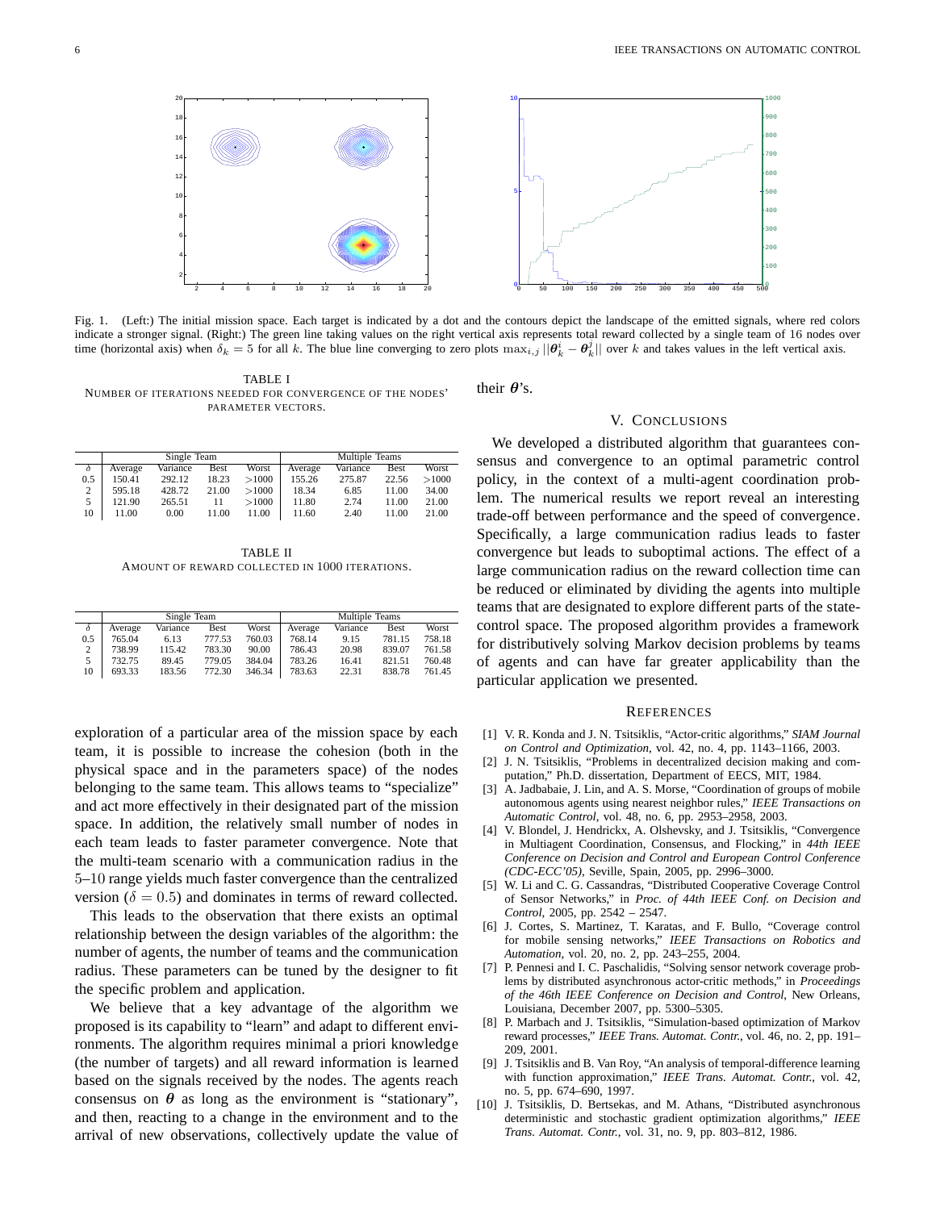2
4
6
8
10
12
14
16
18
20

2
4
6
8
10
12
14
16
18
20

0
5
10

0
50
100
150
200
250
300
350
400
450
500

0
100
200
300
400
500
600
700
800
900
1000

Fig. 1. (Left:) The initial mission space. Each target is indicated by a dot and the contours depict the landscape of the emitted signals, where red colors indicate a stronger signal. (Right:) The green line taking values on the right vertical axis represents total reward collected by a single team of 16 nodes over time (horizontal axis) when $\delta_k = 5$ for all $k$. The blue line converging to zero plots $\max_{i,j} ||\boldsymbol{\theta}_k^i - \boldsymbol{\theta}_k^j||$ over $k$ and takes values in the left vertical axis.

TABLE I

NUMBER OF ITERATIONS NEEDED FOR CONVERGENCE OF THE NODES' PARAMETER VECTORS.

| | Single Team | | | | Multiple Teams | | | |
|---|---|---|---|---|---|---|---|---|
| $\delta$ | Average | Variance | Best | Worst | Average | Variance | Best | Worst |
| 0.5 | 150.41 | 292.12 | 18.23 | >1000 | 155.26 | 275.87 | 22.56 | >1000 |
| 2 | 595.18 | 428.72 | 21.00 | >1000 | 18.34 | 6.85 | 11.00 | 34.00 |
| 5 | 121.90 | 265.51 | 11 | >1000 | 11.80 | 2.74 | 11.00 | 21.00 |
| 10 | 11.00 | 0.00 | 11.00 | 11.00 | 11.60 | 2.40 | 11.00 | 21.00 |

TABLE II

AMOUNT OF REWARD COLLECTED IN 1000 ITERATIONS.

| | Single Team | | | | Multiple Teams | | | |
|---|---|---|---|---|---|---|---|---|
| $\delta$ | Average | Variance | Best | Worst | Average | Variance | Best | Worst |
| 0.5 | 765.04 | 6.13 | 777.53 | 760.03 | 768.14 | 9.15 | 781.15 | 758.18 |
| 2 | 738.99 | 115.42 | 783.30 | 90.00 | 786.43 | 20.98 | 839.07 | 761.58 |
| 5 | 732.75 | 89.45 | 779.05 | 384.04 | 783.26 | 16.41 | 821.51 | 760.48 |
| 10 | 693.33 | 183.56 | 772.30 | 346.34 | 783.63 | 22.31 | 838.78 | 761.45 |

exploration of a particular area of the mission space by each team, it is possible to increase the cohesion (both in the physical space and in the parameters space) of the nodes belonging to the same team. This allows teams to "specialize" and act more effectively in their designated part of the mission space. In addition, the relatively small number of nodes in each team leads to faster parameter convergence. Note that the multi-team scenario with a communication radius in the 5–10 range yields much faster convergence than the centralized version ($\delta = 0.5$) and dominates in terms of reward collected.

This leads to the observation that there exists an optimal relationship between the design variables of the algorithm: the number of agents, the number of teams and the communication radius. These parameters can be tuned by the designer to fit the specific problem and application.

We believe that a key advantage of the algorithm we proposed is its capability to "learn" and adapt to different environments. The algorithm requires minimal a priori knowledge (the number of targets) and all reward information is learned based on the signals received by the nodes. The agents reach consensus on $\boldsymbol{\theta}$ as long as the environment is "stationary", and then, reacting to a change in the environment and to the arrival of new observations, collectively update the value of their $\boldsymbol{\theta}$'s.

## V. CONCLUSIONS

We developed a distributed algorithm that guarantees consensus and convergence to an optimal parametric control policy, in the context of a multi-agent coordination problem. The numerical results we report reveal an interesting trade-off between performance and the speed of convergence. Specifically, a large communication radius leads to faster convergence but leads to suboptimal actions. The effect of a large communication radius on the reward collection time can be reduced or eliminated by dividing the agents into multiple teams that are designated to explore different parts of the state-control space. The proposed algorithm provides a framework for distributively solving Markov decision problems by teams of agents and can have far greater applicability than the particular application we presented.

## REFERENCES

[1] V. R. Konda and J. N. Tsitsiklis, "Actor-critic algorithms," *SIAM Journal on Control and Optimization*, vol. 42, no. 4, pp. 1143–1166, 2003.

[2] J. N. Tsitsiklis, "Problems in decentralized decision making and computation," Ph.D. dissertation, Department of EECS, MIT, 1984.

[3] A. Jadbabaie, J. Lin, and A. S. Morse, "Coordination of groups of mobile autonomous agents using nearest neighbor rules," *IEEE Transactions on Automatic Control*, vol. 48, no. 6, pp. 2953–2958, 2003.

[4] V. Blondel, J. Hendrickx, A. Olshevsky, and J. Tsitsiklis, "Convergence in Multiagent Coordination, Consensus, and Flocking," in *44th IEEE Conference on Decision and Control and European Control Conference (CDC-ECC'05)*, Seville, Spain, 2005, pp. 2996–3000.

[5] W. Li and C. G. Cassandras, "Distributed Cooperative Coverage Control of Sensor Networks," in *Proc. of 44th IEEE Conf. on Decision and Control*, 2005, pp. 2542 – 2547.

[6] J. Cortes, S. Martinez, T. Karatas, and F. Bullo, "Coverage control for mobile sensing networks," *IEEE Transactions on Robotics and Automation*, vol. 20, no. 2, pp. 243–255, 2004.

[7] P. Pennesi and I. C. Paschalidis, "Solving sensor network coverage problems by distributed asynchronous actor-critic methods," in *Proceedings of the 46th IEEE Conference on Decision and Control*, New Orleans, Louisiana, December 2007, pp. 5300–5305.

[8] P. Marbach and J. Tsitsiklis, "Simulation-based optimization of Markov reward processes," *IEEE Trans. Automat. Contr.*, vol. 46, no. 2, pp. 191–209, 2001.

[9] J. Tsitsiklis and B. Van Roy, "An analysis of temporal-difference learning with function approximation," *IEEE Trans. Automat. Contr.*, vol. 42, no. 5, pp. 674–690, 1997.

[10] J. Tsitsiklis, D. Bertsekas, and M. Athans, "Distributed asynchronous deterministic and stochastic gradient optimization algorithms," *IEEE Trans. Automat. Contr.*, vol. 31, no. 9, pp. 803–812, 1986.